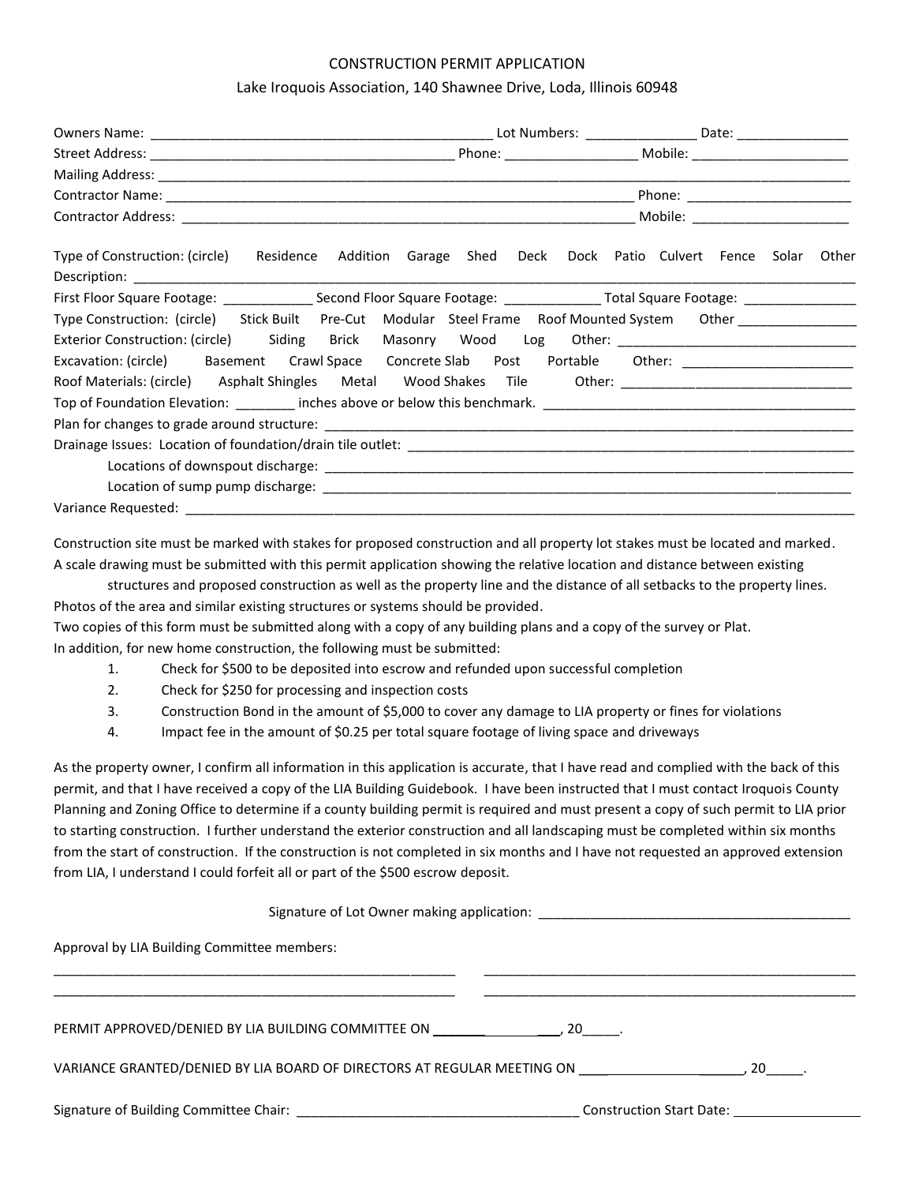# CONSTRUCTION PERMIT APPLICATION

Lake Iroquois Association, 140 Shawnee Drive, Loda, Illinois 60948

Owners Name: ______________________________________________ Lot Numbers: _______________ Date: _______________

Street Address: __________________________________________ Phone: __________________ Mobile: _____________________

Mailing Address: ________________________________________________________________________________________________

Contractor Name: ____________________________________________________________________ Phone: ______________________

Contractor Address: _________________________________________________________________ Mobile: _____________________

Type of Construction: (circle) Residence Addition Garage Shed Deck Dock Patio Culvert Fence Solar Other

Description: ____________________________________________________________________________________________________

First Floor Square Footage: ____________ Second Floor Square Footage: _____________ Total Square Footage: _______________

Type Construction: (circle) Stick Built Pre-Cut Modular Steel Frame Roof Mounted System Other ________________

Exterior Construction: (circle) Siding Brick Masonry Wood Log Other: _________________________________

Excavation: (circle) Basement Crawl Space Concrete Slab Post Portable Other: _______________________

Roof Materials: (circle) Asphalt Shingles Metal Wood Shakes Tile Other: _______________________________

Top of Foundation Elevation: ________ inches above or below this benchmark. ___________________________________________

Plan for changes to grade around structure: _________________________________________________________________________

Drainage Issues: Location of foundation/drain tile outlet: _______________________________________________________________

Locations of downspout discharge: ___________________________________________________________________________

Location of sump pump discharge: ___________________________________________________________________________

Variance Requested: ______________________________________________________________________________________________

Construction site must be marked with stakes for proposed construction and all property lot stakes must be located and marked.
A scale drawing must be submitted with this permit application showing the relative location and distance between existing structures and proposed construction as well as the property line and the distance of all setbacks to the property lines.
Photos of the area and similar existing structures or systems should be provided.
Two copies of this form must be submitted along with a copy of any building plans and a copy of the survey or Plat.
In addition, for new home construction, the following must be submitted:

1. Check for $500 to be deposited into escrow and refunded upon successful completion
2. Check for $250 for processing and inspection costs
3. Construction Bond in the amount of $5,000 to cover any damage to LIA property or fines for violations
4. Impact fee in the amount of $0.25 per total square footage of living space and driveways

As the property owner, I confirm all information in this application is accurate, that I have read and complied with the back of this permit, and that I have received a copy of the LIA Building Guidebook. I have been instructed that I must contact Iroquois County Planning and Zoning Office to determine if a county building permit is required and must present a copy of such permit to LIA prior to starting construction. I further understand the exterior construction and all landscaping must be completed within six months from the start of construction. If the construction is not completed in six months and I have not requested an approved extension from LIA, I understand I could forfeit all or part of the $500 escrow deposit.

Signature of Lot Owner making application: ____________________________________________

Approval by LIA Building Committee members:

________________________________________________________ ____________________________________________________

________________________________________________________ ____________________________________________________

PERMIT APPROVED/DENIED BY LIA BUILDING COMMITTEE ON __________________, 20_____.

VARIANCE GRANTED/DENIED BY LIA BOARD OF DIRECTORS AT REGULAR MEETING ON __________________________, 20_____.

Signature of Building Committee Chair: ______________________________________ Construction Start Date: _________________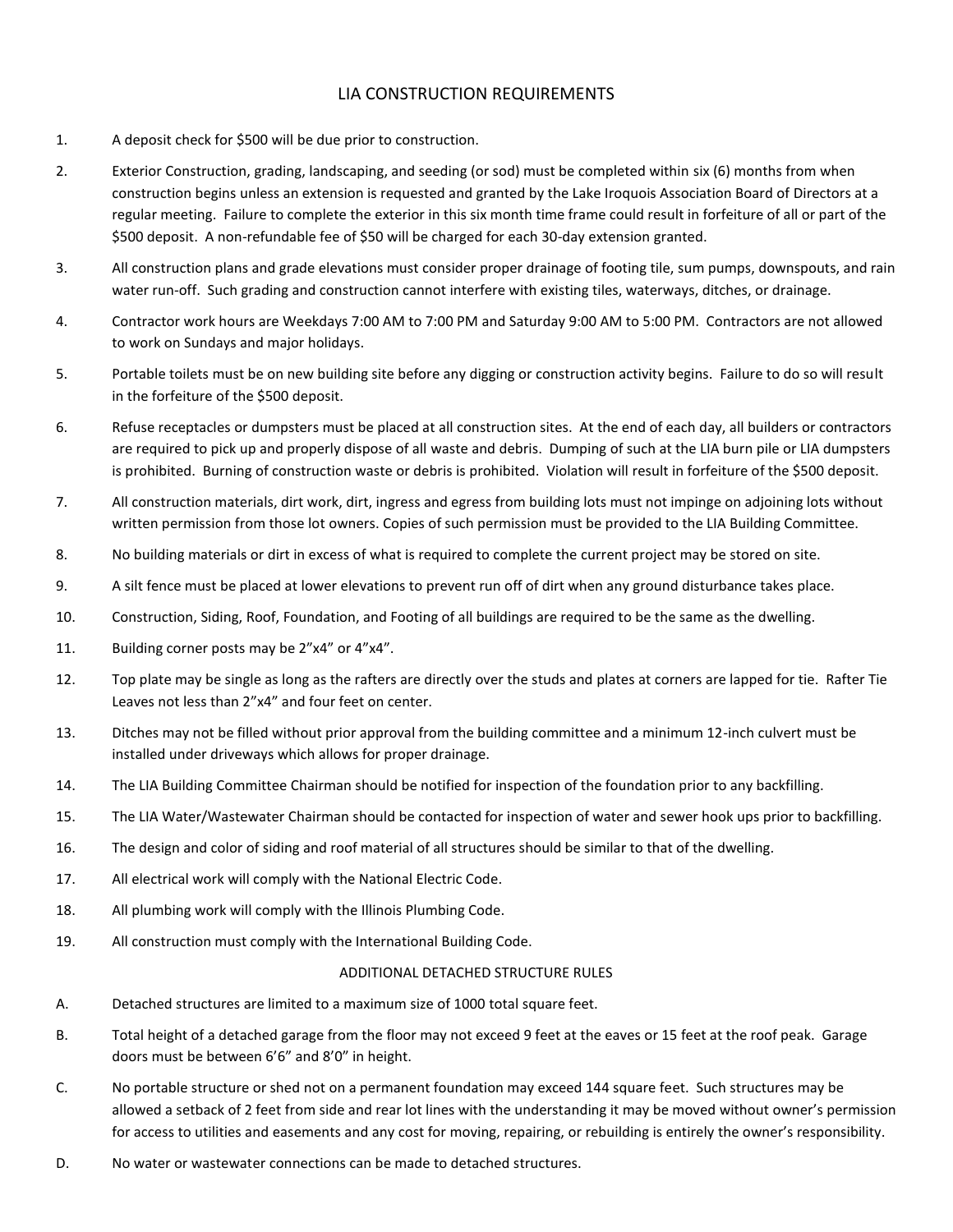# LIA CONSTRUCTION REQUIREMENTS

1. A deposit check for $500 will be due prior to construction.
2. Exterior Construction, grading, landscaping, and seeding (or sod) must be completed within six (6) months from when construction begins unless an extension is requested and granted by the Lake Iroquois Association Board of Directors at a regular meeting. Failure to complete the exterior in this six month time frame could result in forfeiture of all or part of the $500 deposit. A non-refundable fee of $50 will be charged for each 30-day extension granted.
3. All construction plans and grade elevations must consider proper drainage of footing tile, sum pumps, downspouts, and rain water run-off. Such grading and construction cannot interfere with existing tiles, waterways, ditches, or drainage.
4. Contractor work hours are Weekdays 7:00 AM to 7:00 PM and Saturday 9:00 AM to 5:00 PM. Contractors are not allowed to work on Sundays and major holidays.
5. Portable toilets must be on new building site before any digging or construction activity begins. Failure to do so will result in the forfeiture of the $500 deposit.
6. Refuse receptacles or dumpsters must be placed at all construction sites. At the end of each day, all builders or contractors are required to pick up and properly dispose of all waste and debris. Dumping of such at the LIA burn pile or LIA dumpsters is prohibited. Burning of construction waste or debris is prohibited. Violation will result in forfeiture of the $500 deposit.
7. All construction materials, dirt work, dirt, ingress and egress from building lots must not impinge on adjoining lots without written permission from those lot owners. Copies of such permission must be provided to the LIA Building Committee.
8. No building materials or dirt in excess of what is required to complete the current project may be stored on site.
9. A silt fence must be placed at lower elevations to prevent run off of dirt when any ground disturbance takes place.
10. Construction, Siding, Roof, Foundation, and Footing of all buildings are required to be the same as the dwelling.
11. Building corner posts may be 2"x4" or 4"x4".
12. Top plate may be single as long as the rafters are directly over the studs and plates at corners are lapped for tie. Rafter Tie Leaves not less than 2"x4" and four feet on center.
13. Ditches may not be filled without prior approval from the building committee and a minimum 12-inch culvert must be installed under driveways which allows for proper drainage.
14. The LIA Building Committee Chairman should be notified for inspection of the foundation prior to any backfilling.
15. The LIA Water/Wastewater Chairman should be contacted for inspection of water and sewer hook ups prior to backfilling.
16. The design and color of siding and roof material of all structures should be similar to that of the dwelling.
17. All electrical work will comply with the National Electric Code.
18. All plumbing work will comply with the Illinois Plumbing Code.
19. All construction must comply with the International Building Code.

## ADDITIONAL DETACHED STRUCTURE RULES

A. Detached structures are limited to a maximum size of 1000 total square feet.

B. Total height of a detached garage from the floor may not exceed 9 feet at the eaves or 15 feet at the roof peak. Garage doors must be between 6'6" and 8'0" in height.

C. No portable structure or shed not on a permanent foundation may exceed 144 square feet. Such structures may be allowed a setback of 2 feet from side and rear lot lines with the understanding it may be moved without owner's permission for access to utilities and easements and any cost for moving, repairing, or rebuilding is entirely the owner's responsibility.

D. No water or wastewater connections can be made to detached structures.